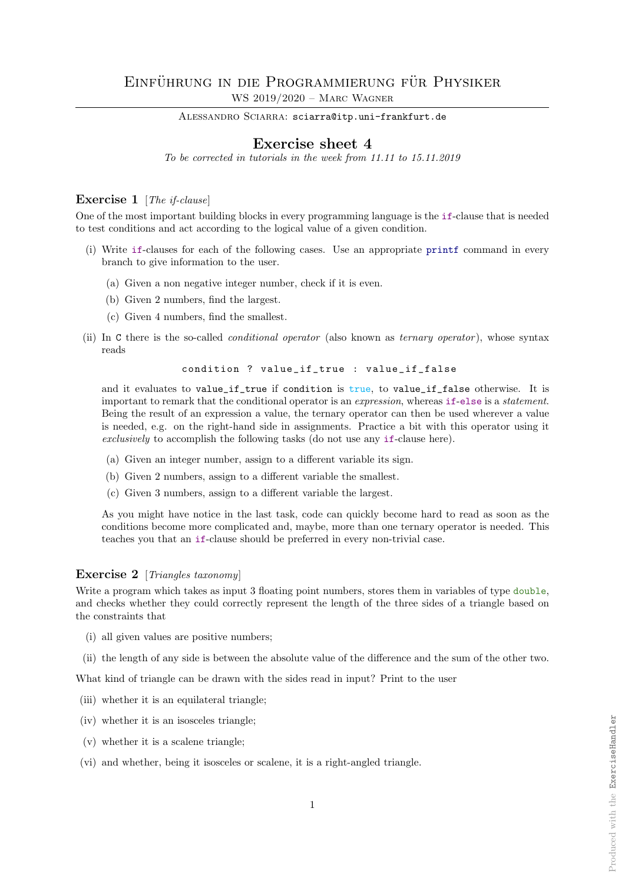# Einführung in die Programmierung für Physiker

WS 2019/2020 – Marc Wagner

Alessandro Sciarra: `sciarra@itp.uni-frankfurt.de`

## Exercise sheet 4

*To be corrected in tutorials in the week from 11.11 to 15.11.2019*

### Exercise 1 [*The if-clause*]

One of the most important building blocks in every programming language is the `if`-clause that is needed to test conditions and act according to the logical value of a given condition.

(i) Write `if`-clauses for each of the following cases. Use an appropriate `printf` command in every branch to give information to the user.

  (a) Given a non negative integer number, check if it is even.

  (b) Given 2 numbers, find the largest.

  (c) Given 4 numbers, find the smallest.

(ii) In `C` there is the so-called *conditional operator* (also known as *ternary operator*), whose syntax reads

```
condition ? value_if_true : value_if_false
```

and it evaluates to `value_if_true` if `condition` is `true`, to `value_if_false` otherwise. It is important to remark that the conditional operator is an *expression*, whereas `if-else` is a *statement*. Being the result of an expression a value, the ternary operator can then be used wherever a value is needed, e.g. on the right-hand side in assignments. Practice a bit with this operator using it *exclusively* to accomplish the following tasks (do not use any `if`-clause here).

  (a) Given an integer number, assign to a different variable its sign.

  (b) Given 2 numbers, assign to a different variable the smallest.

  (c) Given 3 numbers, assign to a different variable the largest.

As you might have notice in the last task, code can quickly become hard to read as soon as the conditions become more complicated and, maybe, more than one ternary operator is needed. This teaches you that an `if`-clause should be preferred in every non-trivial case.

### Exercise 2 [*Triangles taxonomy*]

Write a program which takes as input 3 floating point numbers, stores them in variables of type `double`, and checks whether they could correctly represent the length of the three sides of a triangle based on the constraints that

(i) all given values are positive numbers;

(ii) the length of any side is between the absolute value of the difference and the sum of the other two.

What kind of triangle can be drawn with the sides read in input? Print to the user

(iii) whether it is an equilateral triangle;

(iv) whether it is an isosceles triangle;

(v) whether it is a scalene triangle;

(vi) and whether, being it isosceles or scalene, it is a right-angled triangle.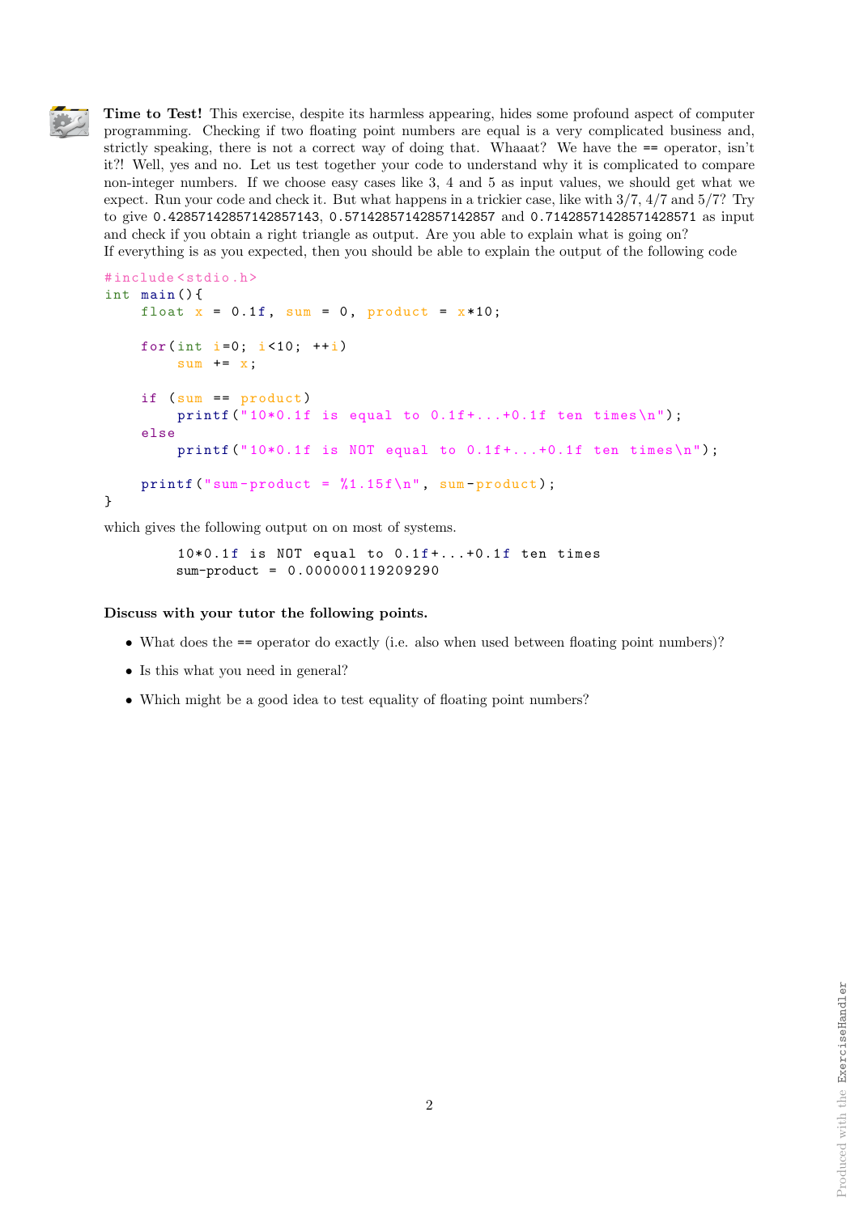**Time to Test!** This exercise, despite its harmless appearing, hides some profound aspect of computer programming. Checking if two floating point numbers are equal is a very complicated business and, strictly speaking, there is not a correct way of doing that. Whaaat? We have the `==` operator, isn't it?! Well, yes and no. Let us test together your code to understand why it is complicated to compare non-integer numbers. If we choose easy cases like 3, 4 and 5 as input values, we should get what we expect. Run your code and check it. But what happens in a trickier case, like with 3/7, 4/7 and 5/7? Try to give `0.428571428571428571 43`, `0.571428571428571428 57` and `0.714285714285714285 71` as input and check if you obtain a right triangle as output. Are you able to explain what is going on?
If everything is as you expected, then you should be able to explain the output of the following code

```
#include<stdio.h>
int main(){
    float x = 0.1f, sum = 0, product = x*10;

    for(int i=0; i<10; ++i)
        sum += x;

    if (sum == product)
        printf("10*0.1f is equal to 0.1f+...+0.1f ten times\n");
    else
        printf("10*0.1f is NOT equal to 0.1f+...+0.1f ten times\n");

    printf("sum-product = %1.15f\n", sum-product);
}
```

which gives the following output on on most of systems.

```
10*0.1f is NOT equal to 0.1f+...+0.1f ten times
sum-product = 0.000000119209290
```

**Discuss with your tutor the following points.**

- What does the `==` operator do exactly (i.e. also when used between floating point numbers)?
- Is this what you need in general?
- Which might be a good idea to test equality of floating point numbers?